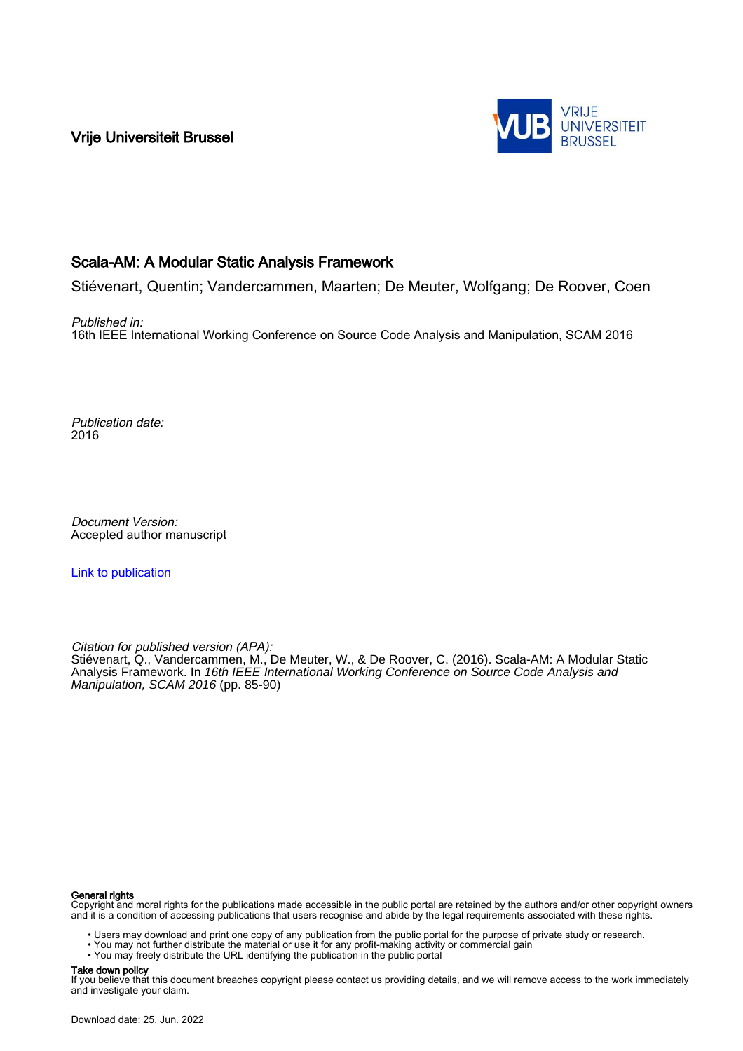Vrije Universiteit Brussel

# Scala-AM: A Modular Static Analysis Framework

Stiévenart, Quentin; Vandercammen, Maarten; De Meuter, Wolfgang; De Roover, Coen

*Published in:*
16th IEEE International Working Conference on Source Code Analysis and Manipulation, SCAM 2016

*Publication date:*
2016

*Document Version:*
Accepted author manuscript

Link to publication

*Citation for published version (APA):*
Stiévenart, Q., Vandercammen, M., De Meuter, W., & De Roover, C. (2016). Scala-AM: A Modular Static Analysis Framework. In *16th IEEE International Working Conference on Source Code Analysis and Manipulation, SCAM 2016* (pp. 85-90)

**General rights**
Copyright and moral rights for the publications made accessible in the public portal are retained by the authors and/or other copyright owners and it is a condition of accessing publications that users recognise and abide by the legal requirements associated with these rights.

- Users may download and print one copy of any publication from the public portal for the purpose of private study or research.
- You may not further distribute the material or use it for any profit-making activity or commercial gain
- You may freely distribute the URL identifying the publication in the public portal

**Take down policy**
If you believe that this document breaches copyright please contact us providing details, and we will remove access to the work immediately and investigate your claim.

Download date: 25. Jun. 2022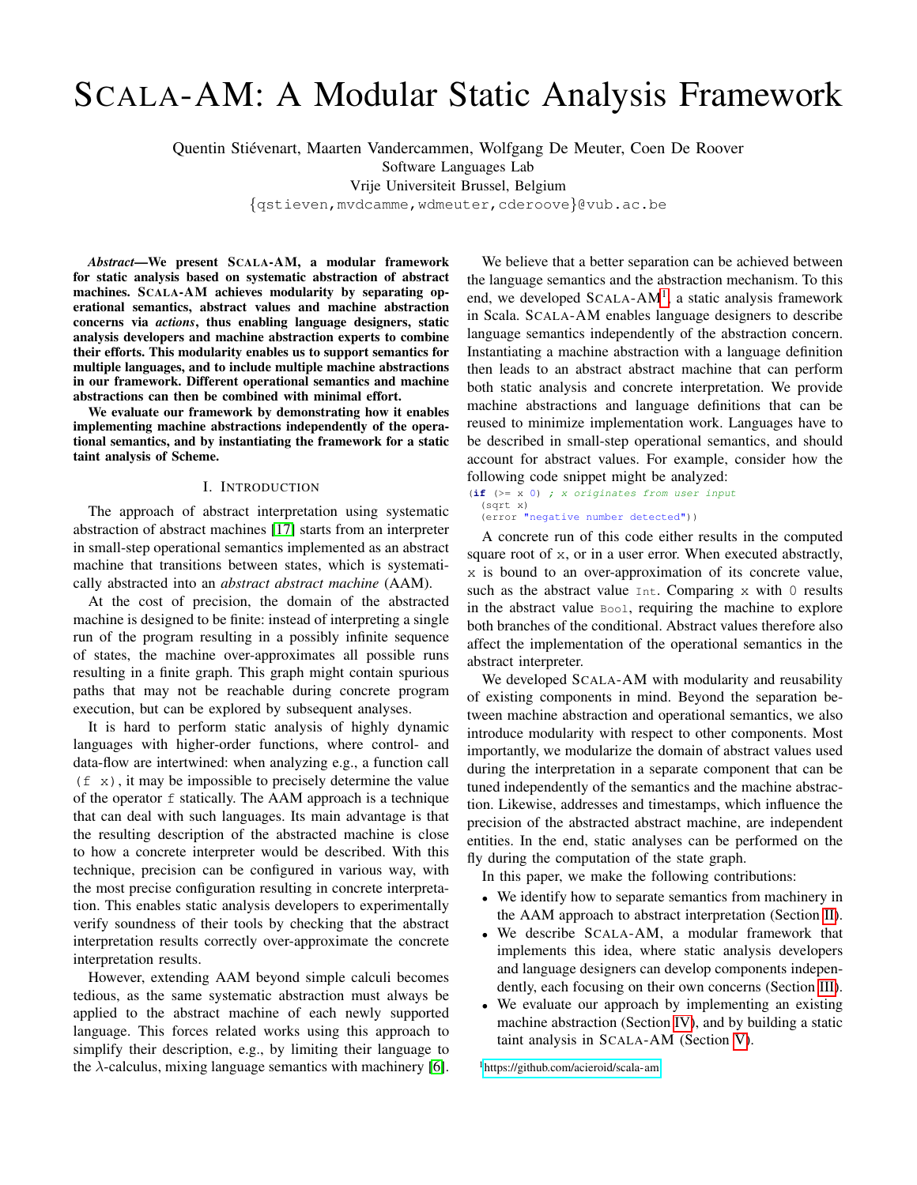# SCALA-AM: A Modular Static Analysis Framework

Quentin Stiévenart, Maarten Vandercammen, Wolfgang De Meuter, Coen De Roover
Software Languages Lab
Vrije Universiteit Brussel, Belgium
{qstieven,mvdcamme,wdmeuter,cderoove}@vub.ac.be

***Abstract*—We present SCALA-AM, a modular framework for static analysis based on systematic abstraction of abstract machines. SCALA-AM achieves modularity by separating operational semantics, abstract values and machine abstraction concerns via *actions*, thus enabling language designers, static analysis developers and machine abstraction experts to combine their efforts. This modularity enables us to support semantics for multiple languages, and to include multiple machine abstractions in our framework. Different operational semantics and machine abstractions can then be combined with minimal effort.**

**We evaluate our framework by demonstrating how it enables implementing machine abstractions independently of the operational semantics, and by instantiating the framework for a static taint analysis of Scheme.**

## I. Introduction

The approach of abstract interpretation using systematic abstraction of abstract machines [17] starts from an interpreter in small-step operational semantics implemented as an abstract machine that transitions between states, which is systematically abstracted into an *abstract abstract machine* (AAM).

At the cost of precision, the domain of the abstracted machine is designed to be finite: instead of interpreting a single run of the program resulting in a possibly infinite sequence of states, the machine over-approximates all possible runs resulting in a finite graph. This graph might contain spurious paths that may not be reachable during concrete program execution, but can be explored by subsequent analyses.

It is hard to perform static analysis of highly dynamic languages with higher-order functions, where control- and data-flow are intertwined: when analyzing e.g., a function call `(f x)`, it may be impossible to precisely determine the value of the operator `f` statically. The AAM approach is a technique that can deal with such languages. Its main advantage is that the resulting description of the abstracted machine is close to how a concrete interpreter would be described. With this technique, precision can be configured in various way, with the most precise configuration resulting in concrete interpretation. This enables static analysis developers to experimentally verify soundness of their tools by checking that the abstract interpretation results correctly over-approximate the concrete interpretation results.

However, extending AAM beyond simple calculi becomes tedious, as the same systematic abstraction must always be applied to the abstract machine of each newly supported language. This forces related works using this approach to simplify their description, e.g., by limiting their language to the $\lambda$-calculus, mixing language semantics with machinery [6].

We believe that a better separation can be achieved between the language semantics and the abstraction mechanism. To this end, we developed SCALA-AM[1], a static analysis framework in Scala. SCALA-AM enables language designers to describe language semantics independently of the abstraction concern. Instantiating a machine abstraction with a language definition then leads to an abstract abstract machine that can perform both static analysis and concrete interpretation. We provide machine abstractions and language definitions that can be reused to minimize implementation work. Languages have to be described in small-step operational semantics, and should account for abstract values. For example, consider how the following code snippet might be analyzed:

```
(if (>= x 0) ; x originates from user input
  (sqrt x)
  (error "negative number detected"))
```

A concrete run of this code either results in the computed square root of `x`, or in a user error. When executed abstractly, `x` is bound to an over-approximation of its concrete value, such as the abstract value `Int`. Comparing `x` with `0` results in the abstract value `Bool`, requiring the machine to explore both branches of the conditional. Abstract values therefore also affect the implementation of the operational semantics in the abstract interpreter.

We developed SCALA-AM with modularity and reusability of existing components in mind. Beyond the separation between machine abstraction and operational semantics, we also introduce modularity with respect to other components. Most importantly, we modularize the domain of abstract values used during the interpretation in a separate component that can be tuned independently of the semantics and the machine abstraction. Likewise, addresses and timestamps, which influence the precision of the abstracted abstract machine, are independent entities. In the end, static analyses can be performed on the fly during the computation of the state graph.

In this paper, we make the following contributions:

- We identify how to separate semantics from machinery in the AAM approach to abstract interpretation (Section II).
- We describe SCALA-AM, a modular framework that implements this idea, where static analysis developers and language designers can develop components independently, each focusing on their own concerns (Section III).
- We evaluate our approach by implementing an existing machine abstraction (Section IV), and by building a static taint analysis in SCALA-AM (Section V).

[1] https://github.com/acieroid/scala-am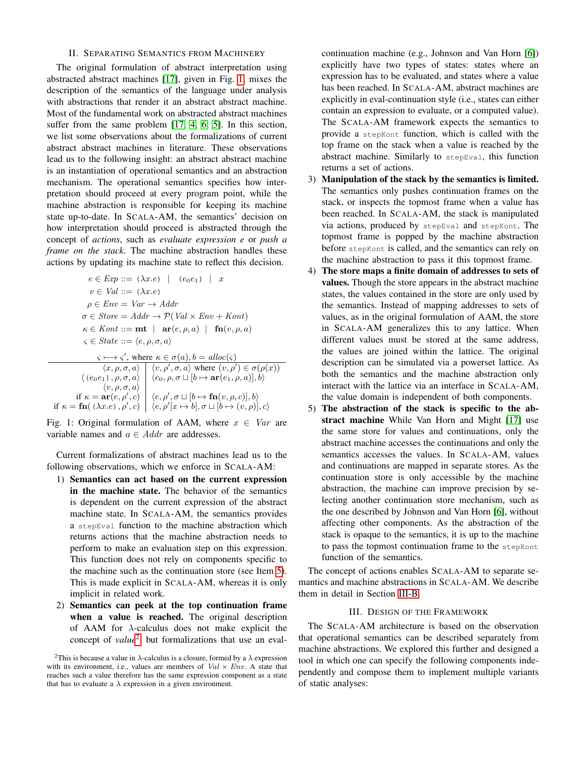## II. Separating Semantics from Machinery

The original formulation of abstract interpretation using abstracted abstract machines [17], given in Fig. 1, mixes the description of the semantics of the language under analysis with abstractions that render it an abstract abstract machine. Most of the fundamental work on abstracted abstract machines suffer from the same problem [17, 4, 6, 5]. In this section, we list some observations about the formalizations of current abstract abstract machines in literature. These observations lead us to the following insight: an abstract abstract machine is an instantiation of operational semantics and an abstraction mechanism. The operational semantics specifies how interpretation should proceed at every program point, while the machine abstraction is responsible for keeping its machine state up-to-date. In Scala-AM, the semantics' decision on how interpretation should proceed is abstracted through the concept of *actions*, such as *evaluate expression e* or *push a frame on the stack*. The machine abstraction handles these actions by updating its machine state to reflect this decision.

$$
\begin{aligned}
e \in \mathit{Exp} &::= (\lambda x.e) \mid (e_0 e_1) \mid x \\
v \in \mathit{Val} &::= (\lambda x.e) \\
\rho \in \mathit{Env} &= \mathit{Var} \rightarrow \mathit{Addr} \\
\sigma \in \mathit{Store} &= \mathit{Addr} \rightarrow \mathcal{P}(\mathit{Val} \times \mathit{Env} + \mathit{Kont}) \\
\kappa \in \mathit{Kont} &::= \mathbf{mt} \mid \mathbf{ar}(e, \rho, a) \mid \mathbf{fn}(v, \rho, a) \\
\varsigma \in \mathit{State} &::= \langle e, \rho, \sigma, a \rangle
\end{aligned}
$$

| $\varsigma \longmapsto \varsigma'$, where $\kappa \in \sigma(a), b = \mathit{alloc}(\varsigma)$ | |
|---|---|
| $\langle x, \rho, \sigma, a \rangle$ | $\langle v, \rho', \sigma, a \rangle$ where $(v, \rho') \in \sigma(\rho(x))$ |
| $\langle (e_0 e_1), \rho, \sigma, a \rangle$ | $\langle e_0, \rho, \sigma \sqcup [b \mapsto \mathbf{ar}(e_1, \rho, a)], b \rangle$ |
| $\langle v, \rho, \sigma, a \rangle$ | |
| if $\kappa = \mathbf{ar}(e, \rho', c)$ | $\langle e, \rho', \sigma \sqcup [b \mapsto \mathbf{fn}(v, \rho, c)], b \rangle$ |
| if $\kappa = \mathbf{fn}((\lambda x.e), \rho', c)$ | $\langle e, \rho'[x \mapsto b], \sigma \sqcup [b \mapsto (v, \rho)], c \rangle$ |

Fig. 1: Original formulation of AAM, where $x \in \mathit{Var}$ are variable names and $a \in \mathit{Addr}$ are addresses.

Current formalizations of abstract machines lead us to the following observations, which we enforce in Scala-AM:

1) **Semantics can act based on the current expression in the machine state.** The behavior of the semantics is dependent on the current expression of the abstract machine state. In Scala-AM, the semantics provides a `stepEval` function to the machine abstraction which returns actions that the machine abstraction needs to perform to make an evaluation step on this expression. This function does not rely on components specific to the machine such as the continuation store (see Item 5). This is made explicit in Scala-AM, whereas it is only implicit in related work.
2) **Semantics can peek at the top continuation frame when a value is reached.** The original description of AAM for λ-calculus does not make explicit the concept of *value*[2], but formalizations that use an eval-continuation machine (e.g., Johnson and Van Horn [6]) explicitly have two types of states: states where an expression has to be evaluated, and states where a value has been reached. In Scala-AM, abstract machines are explicitly in eval-continuation style (i.e., states can either contain an expression to evaluate, or a computed value). The Scala-AM framework expects the semantics to provide a `stepKont` function, which is called with the top frame on the stack when a value is reached by the abstract machine. Similarly to `stepEval`, this function returns a set of actions.
3) **Manipulation of the stack by the semantics is limited.** The semantics only pushes continuation frames on the stack, or inspects the topmost frame when a value has been reached. In Scala-AM, the stack is manipulated via actions, produced by `stepEval` and `stepKont`. The topmost frame is popped by the machine abstraction before `stepKont` is called, and the semantics can rely on the machine abstraction to pass it this topmost frame.
4) **The store maps a finite domain of addresses to sets of values.** Though the store appears in the abstract machine states, the values contained in the store are only used by the semantics. Instead of mapping addresses to sets of values, as in the original formulation of AAM, the store in Scala-AM generalizes this to any lattice. When different values must be stored at the same address, the values are joined within the lattice. The original description can be simulated via a powerset lattice. As both the semantics and the machine abstraction only interact with the lattice via an interface in Scala-AM, the value domain is independent of both components.
5) **The abstraction of the stack is specific to the abstract machine** While Van Horn and Might [17] use the same store for values and continuations, only the abstract machine accesses the continuations and only the semantics accesses the values. In Scala-AM, values and continuations are mapped in separate stores. As the continuation store is only accessible by the machine abstraction, the machine can improve precision by selecting another continuation store mechanism, such as the one described by Johnson and Van Horn [6], without affecting other components. As the abstraction of the stack is opaque to the semantics, it is up to the machine to pass the topmost continuation frame to the `stepKont` function of the semantics.

The concept of actions enables Scala-AM to separate semantics and machine abstractions in Scala-AM. We describe them in detail in Section III-B.

[2]This is because a value in λ-calculus is a closure, formed by a λ expression with its environment, i.e., values are members of $\mathit{Val} \times \mathit{Env}$. A state that reaches such a value therefore has the same expression component as a state that has to evaluate a λ expression in a given environment.

## III. Design of the Framework

The Scala-AM architecture is based on the observation that operational semantics can be described separately from machine abstractions. We explored this further and designed a tool in which one can specify the following components independently and compose them to implement multiple variants of static analyses: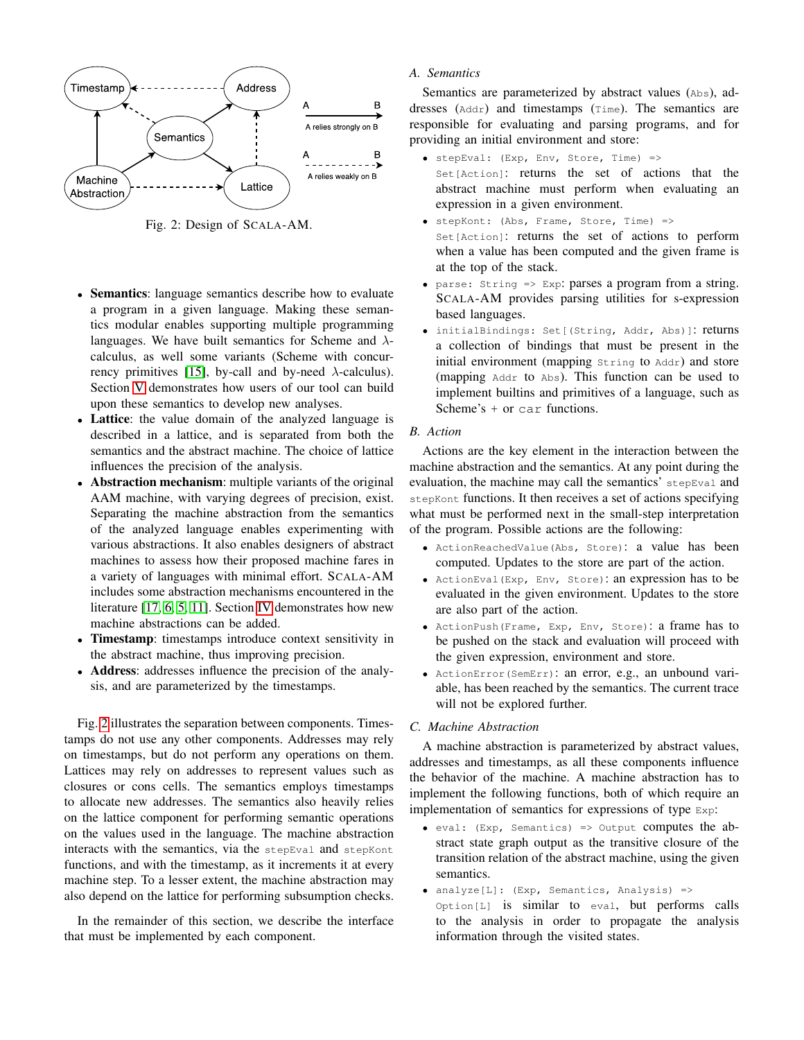Timestamp

Address

Semantics

Machine Abstraction

Lattice

A B

A relies strongly on B

A B

A relies weakly on B

Fig. 2: Design of SCALA-AM.

- **Semantics**: language semantics describe how to evaluate a program in a given language. Making these semantics modular enables supporting multiple programming languages. We have built semantics for Scheme and $\lambda$-calculus, as well as some variants (Scheme with concurrency primitives [15], by-call and by-need $\lambda$-calculus). Section V demonstrates how users of our tool can build upon these semantics to develop new analyses.
- **Lattice**: the value domain of the analyzed language is described in a lattice, and is separated from both the semantics and the abstract machine. The choice of lattice influences the precision of the analysis.
- **Abstraction mechanism**: multiple variants of the original AAM machine, with varying degrees of precision, exist. Separating the machine abstraction from the semantics of the analyzed language enables experimenting with various abstractions. It also enables designers of abstract machines to assess how their proposed machine fares in a variety of languages with minimal effort. SCALA-AM includes some abstraction mechanisms encountered in the literature [17, 6, 5, 11]. Section IV demonstrates how new machine abstractions can be added.
- **Timestamp**: timestamps introduce context sensitivity in the abstract machine, thus improving precision.
- **Address**: addresses influence the precision of the analysis, and are parameterized by the timestamps.

Fig. 2 illustrates the separation between components. Timestamps do not use any other components. Addresses may rely on timestamps, but do not perform any operations on them. Lattices may rely on addresses to represent values such as closures or cons cells. The semantics employs timestamps to allocate new addresses. The semantics also heavily relies on the lattice component for performing semantic operations on the values used in the language. The machine abstraction interacts with the semantics, via the `stepEval` and `stepKont` functions, and with the timestamp, as it increments it at every machine step. To a lesser extent, the machine abstraction may also depend on the lattice for performing subsumption checks.

In the remainder of this section, we describe the interface that must be implemented by each component.

### A. Semantics

Semantics are parameterized by abstract values (`Abs`), addresses (`Addr`) and timestamps (`Time`). The semantics are responsible for evaluating and parsing programs, and for providing an initial environment and store:

- `stepEval: (Exp, Env, Store, Time) => Set[Action]`: returns the set of actions that the abstract machine must perform when evaluating an expression in a given environment.
- `stepKont: (Abs, Frame, Store, Time) => Set[Action]`: returns the set of actions to perform when a value has been computed and the given frame is at the top of the stack.
- `parse: String => Exp`: parses a program from a string. SCALA-AM provides parsing utilities for s-expression based languages.
- `initialBindings: Set[(String, Addr, Abs)]`: returns a collection of bindings that must be present in the initial environment (mapping `String` to `Addr`) and store (mapping `Addr` to `Abs`). This function can be used to implement builtins and primitives of a language, such as Scheme's `+` or `car` functions.

### B. Action

Actions are the key element in the interaction between the machine abstraction and the semantics. At any point during the evaluation, the machine may call the semantics' `stepEval` and `stepKont` functions. It then receives a set of actions specifying what must be performed next in the small-step interpretation of the program. Possible actions are the following:

- `ActionReachedValue(Abs, Store)`: a value has been computed. Updates to the store are part of the action.
- `ActionEval(Exp, Env, Store)`: an expression has to be evaluated in the given environment. Updates to the store are also part of the action.
- `ActionPush(Frame, Exp, Env, Store)`: a frame has to be pushed on the stack and evaluation will proceed with the given expression, environment and store.
- `ActionError(SemErr)`: an error, e.g., an unbound variable, has been reached by the semantics. The current trace will not be explored further.

### C. Machine Abstraction

A machine abstraction is parameterized by abstract values, addresses and timestamps, as all these components influence the behavior of the machine. A machine abstraction has to implement the following functions, both of which require an implementation of semantics for expressions of type `Exp`:

- `eval: (Exp, Semantics) => Output` computes the abstract state graph output as the transitive closure of the transition relation of the abstract machine, using the given semantics.
- `analyze[L]: (Exp, Semantics, Analysis) => Option[L]` is similar to `eval`, but performs calls to the analysis in order to propagate the analysis information through the visited states.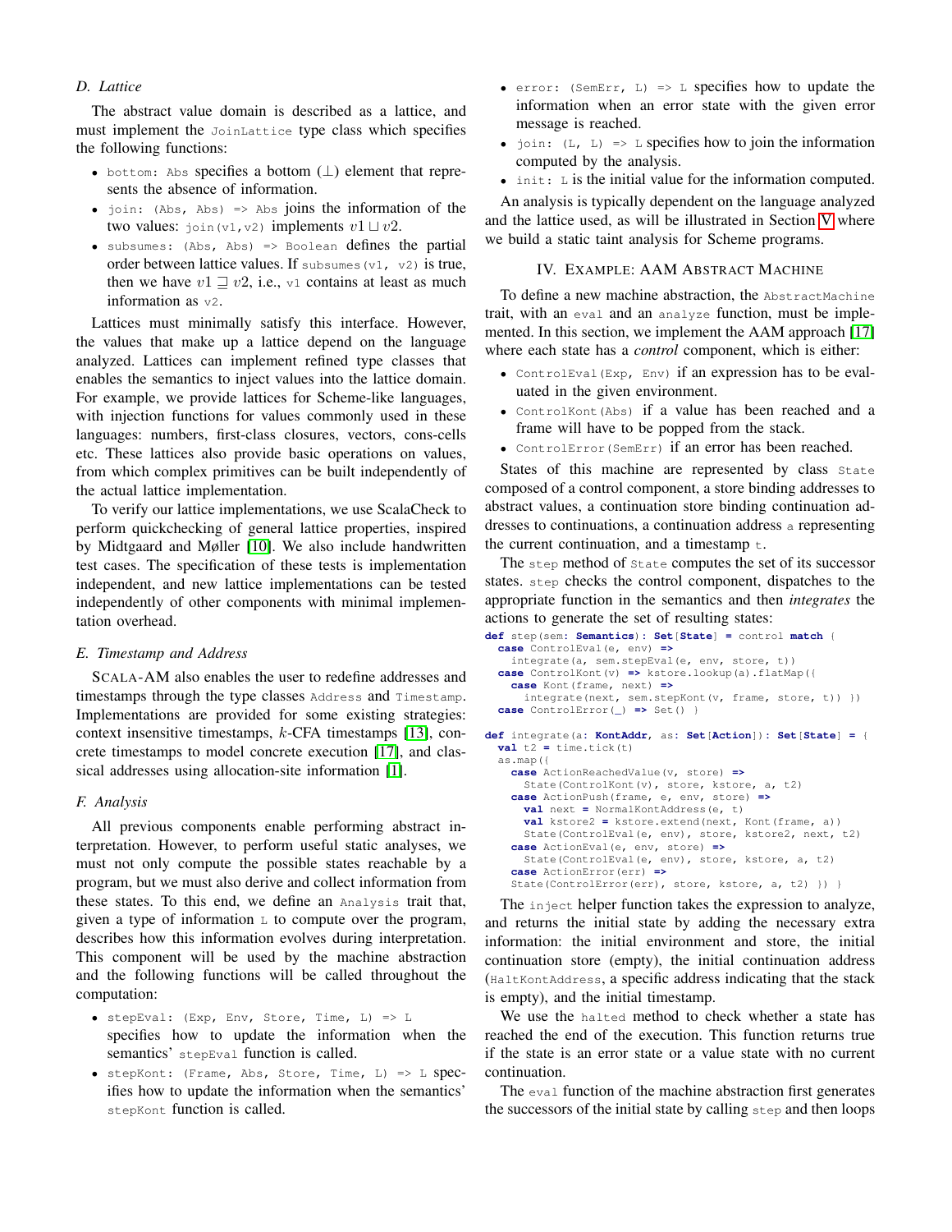### D. Lattice

The abstract value domain is described as a lattice, and must implement the `JoinLattice` type class which specifies the following functions:

- `bottom: Abs` specifies a bottom (⊥) element that represents the absence of information.
- `join: (Abs, Abs) => Abs` joins the information of the two values: `join(v1,v2)` implements $v1 \sqcup v2$.
- `subsumes: (Abs, Abs) => Boolean` defines the partial order between lattice values. If `subsumes(v1, v2)` is true, then we have $v1 \sqsupseteq v2$, i.e., `v1` contains at least as much information as `v2`.

Lattices must minimally satisfy this interface. However, the values that make up a lattice depend on the language analyzed. Lattices can implement refined type classes that enables the semantics to inject values into the lattice domain. For example, we provide lattices for Scheme-like languages, with injection functions for values commonly used in these languages: numbers, first-class closures, vectors, cons-cells etc. These lattices also provide basic operations on values, from which complex primitives can be built independently of the actual lattice implementation.

To verify our lattice implementations, we use ScalaCheck to perform quickchecking of general lattice properties, inspired by Midtgaard and Møller [10]. We also include handwritten test cases. The specification of these tests is implementation independent, and new lattice implementations can be tested independently of other components with minimal implementation overhead.

### E. Timestamp and Address

SCALA-AM also enables the user to redefine addresses and timestamps through the type classes `Address` and `Timestamp`. Implementations are provided for some existing strategies: context insensitive timestamps, $k$-CFA timestamps [13], concrete timestamps to model concrete execution [17], and classical addresses using allocation-site information [1].

### F. Analysis

All previous components enable performing abstract interpretation. However, to perform useful static analyses, we must not only compute the possible states reachable by a program, but we must also derive and collect information from these states. To this end, we define an `Analysis` trait that, given a type of information `L` to compute over the program, describes how this information evolves during interpretation. This component will be used by the machine abstraction and the following functions will be called throughout the computation:

- `stepEval: (Exp, Env, Store, Time, L) => L` specifies how to update the information when the semantics' `stepEval` function is called.
- `stepKont: (Frame, Abs, Store, Time, L) => L` specifies how to update the information when the semantics' `stepKont` function is called.
- `error: (SemErr, L) => L` specifies how to update the information when an error state with the given error message is reached.
- `join: (L, L) => L` specifies how to join the information computed by the analysis.
- `init: L` is the initial value for the information computed.

An analysis is typically dependent on the language analyzed and the lattice used, as will be illustrated in Section V where we build a static taint analysis for Scheme programs.

## IV. Example: AAM Abstract Machine

To define a new machine abstraction, the `AbstractMachine` trait, with an `eval` and an `analyze` function, must be implemented. In this section, we implement the AAM approach [17] where each state has a *control* component, which is either:

- `ControlEval(Exp, Env)` if an expression has to be evaluated in the given environment.
- `ControlKont(Abs)` if a value has been reached and a frame will have to be popped from the stack.
- `ControlError(SemErr)` if an error has been reached.

States of this machine are represented by class `State` composed of a control component, a store binding addresses to abstract values, a continuation store binding continuation addresses to continuations, a continuation address `a` representing the current continuation, and a timestamp `t`.

The `step` method of `State` computes the set of its successor states. `step` checks the control component, dispatches to the appropriate function in the semantics and then *integrates* the actions to generate the set of resulting states:

```
def step(sem: Semantics): Set[State] = control match {
  case ControlEval(e, env) =>
    integrate(a, sem.stepEval(e, env, store, t))
  case ControlKont(v) => kstore.lookup(a).flatMap({
    case Kont(frame, next) =>
      integrate(next, sem.stepKont(v, frame, store, t)) })
  case ControlError(_) => Set() }

def integrate(a: KontAddr, as: Set[Action]): Set[State] = {
  val t2 = time.tick(t)
  as.map({
    case ActionReachedValue(v, store) =>
      State(ControlKont(v), store, kstore, a, t2)
    case ActionPush(frame, e, env, store) =>
      val next = NormalKontAddress(e, t)
      val kstore2 = kstore.extend(next, Kont(frame, a))
      State(ControlEval(e, env), store, kstore2, next, t2)
    case ActionEval(e, env, store) =>
      State(ControlEval(e, env), store, kstore, a, t2)
    case ActionError(err) =>
    State(ControlError(err), store, kstore, a, t2) }) }
```

The `inject` helper function takes the expression to analyze, and returns the initial state by adding the necessary extra information: the initial environment and store, the initial continuation store (empty), the initial continuation address (`HaltKontAddress`, a specific address indicating that the stack is empty), and the initial timestamp.

We use the `halted` method to check whether a state has reached the end of the execution. This function returns true if the state is an error state or a value state with no current continuation.

The `eval` function of the machine abstraction first generates the successors of the initial state by calling `step` and then loops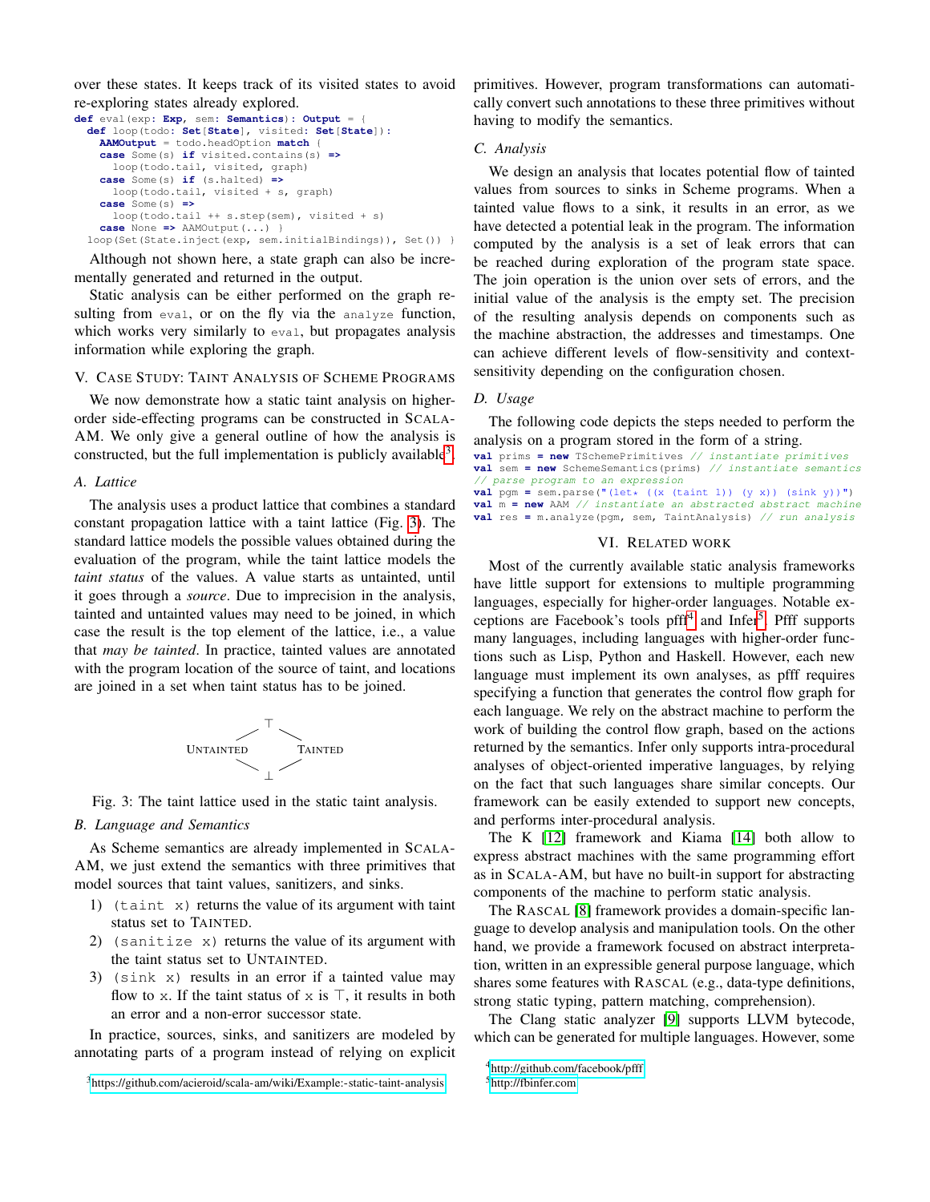over these states. It keeps track of its visited states to avoid re-exploring states already explored.

```
def eval(exp: Exp, sem: Semantics): Output = {
  def loop(todo: Set[State], visited: Set[State]):
    AAMOutput = todo.headOption match {
    case Some(s) if visited.contains(s) =>
      loop(todo.tail, visited, graph)
    case Some(s) if (s.halted) =>
      loop(todo.tail, visited + s, graph)
    case Some(s) =>
      loop(todo.tail ++ s.step(sem), visited + s)
    case None => AAMOutput(...) }
  loop(Set(State.inject(exp, sem.initialBindings)), Set()) }
```

Although not shown here, a state graph can also be incrementally generated and returned in the output.

Static analysis can be either performed on the graph resulting from `eval`, or on the fly via the `analyze` function, which works very similarly to `eval`, but propagates analysis information while exploring the graph.

## V. Case Study: Taint Analysis of Scheme Programs

We now demonstrate how a static taint analysis on higher-order side-effecting programs can be constructed in SCALA-AM. We only give a general outline of how the analysis is constructed, but the full implementation is publicly available[3].

### A. Lattice

The analysis uses a product lattice that combines a standard constant propagation lattice with a taint lattice (Fig. 3). The standard lattice models the possible values obtained during the evaluation of the program, while the taint lattice models the *taint status* of the values. A value starts as untainted, until it goes through a *source*. Due to imprecision in the analysis, tainted and untainted values may need to be joined, in which case the result is the top element of the lattice, i.e., a value that *may be tainted*. In practice, tainted values are annotated with the program location of the source of taint, and locations are joined in a set when taint status has to be joined.

$\top$

UNTAINTED    TAINTED

$\bot$

Fig. 3: The taint lattice used in the static taint analysis.

### B. Language and Semantics

As Scheme semantics are already implemented in SCALA-AM, we just extend the semantics with three primitives that model sources that taint values, sanitizers, and sinks.

1) `(taint x)` returns the value of its argument with taint status set to TAINTED.
2) `(sanitize x)` returns the value of its argument with the taint status set to UNTAINTED.
3) `(sink x)` results in an error if a tainted value may flow to `x`. If the taint status of `x` is $\top$, it results in both an error and a non-error successor state.

In practice, sources, sinks, and sanitizers are modeled by annotating parts of a program instead of relying on explicit primitives. However, program transformations can automatically convert such annotations to these three primitives without having to modify the semantics.

### C. Analysis

We design an analysis that locates potential flow of tainted values from sources to sinks in Scheme programs. When a tainted value flows to a sink, it results in an error, as we have detected a potential leak in the program. The information computed by the analysis is a set of leak errors that can be reached during exploration of the program state space. The join operation is the union over sets of errors, and the initial value of the analysis is the empty set. The precision of the resulting analysis depends on components such as the machine abstraction, the addresses and timestamps. One can achieve different levels of flow-sensitivity and context-sensitivity depending on the configuration chosen.

### D. Usage

The following code depicts the steps needed to perform the analysis on a program stored in the form of a string.

```
val prims = new TSchemePrimitives // instantiate primitives
val sem = new SchemeSemantics(prims) // instantiate semantics
// parse program to an expression
val pgm = sem.parse("(let* ((x (taint 1)) (y x)) (sink y))")
val m = new AAM // instantiate an abstracted abstract machine
val res = m.analyze(pgm, sem, TaintAnalysis) // run analysis
```

## VI. Related Work

Most of the currently available static analysis frameworks have little support for extensions to multiple programming languages, especially for higher-order languages. Notable exceptions are Facebook's tools pfff[4] and Infer[5]. Pfff supports many languages, including languages with higher-order functions such as Lisp, Python and Haskell. However, each new language must implement its own analyses, as pfff requires specifying a function that generates the control flow graph for each language. We rely on the abstract machine to perform the work of building the control flow graph, based on the actions returned by the semantics. Infer only supports intra-procedural analyses of object-oriented imperative languages, by relying on the fact that such languages share similar concepts. Our framework can be easily extended to support new concepts, and performs inter-procedural analysis.

The K [12] framework and Kiama [14] both allow to express abstract machines with the same programming effort as in SCALA-AM, but have no built-in support for abstracting components of the machine to perform static analysis.

The RASCAL [8] framework provides a domain-specific language to develop analysis and manipulation tools. On the other hand, we provide a framework focused on abstract interpretation, written in an expressible general purpose language, which shares some features with RASCAL (e.g., data-type definitions, strong static typing, pattern matching, comprehension).

The Clang static analyzer [9] supports LLVM bytecode, which can be generated for multiple languages. However, some

[3] https://github.com/acieroid/scala-am/wiki/Example:-static-taint-analysis

[4] http://github.com/facebook/pfff

[5] http://fbinfer.com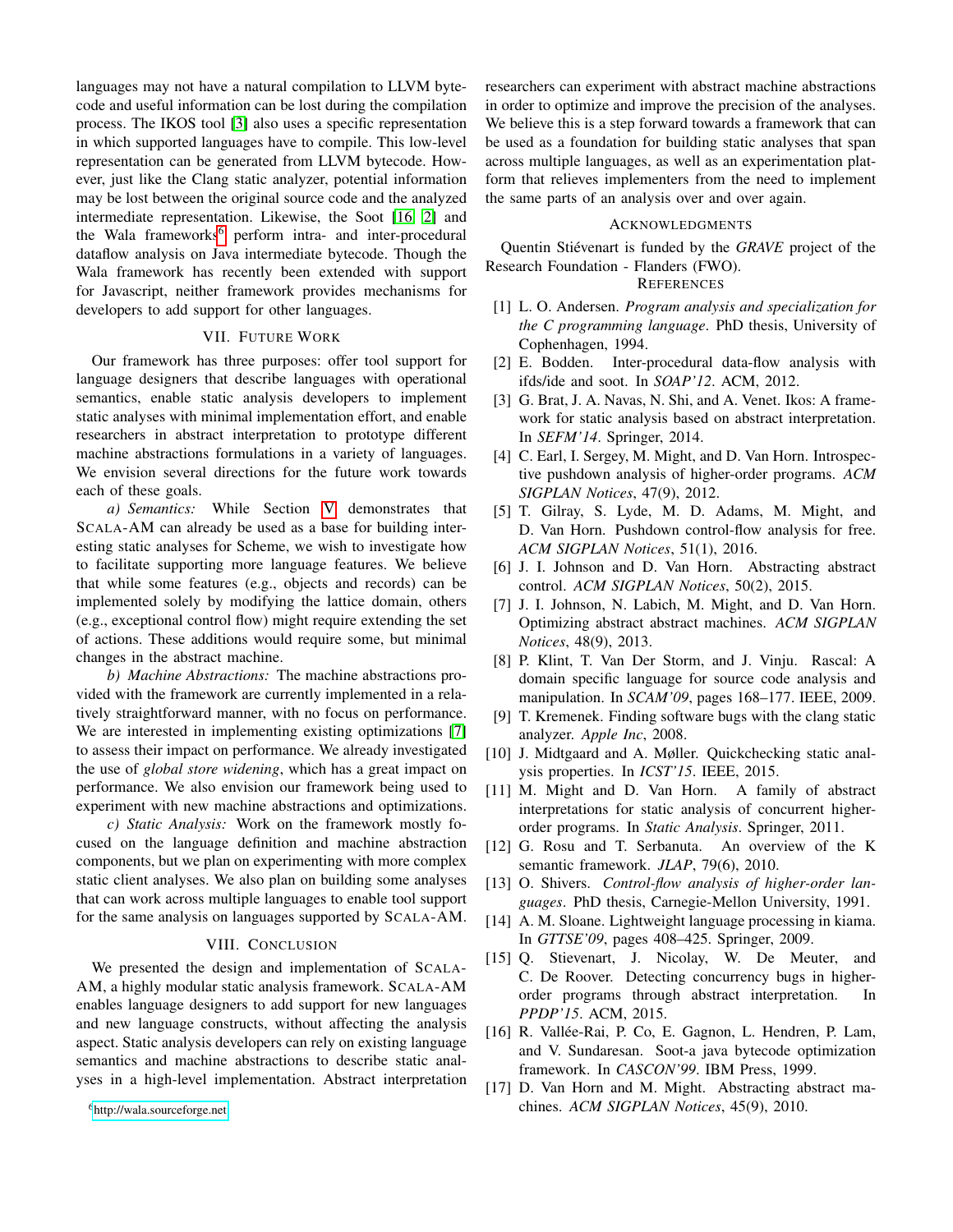languages may not have a natural compilation to LLVM bytecode and useful information can be lost during the compilation process. The IKOS tool [3] also uses a specific representation in which supported languages have to compile. This low-level representation can be generated from LLVM bytecode. However, just like the Clang static analyzer, potential information may be lost between the original source code and the analyzed intermediate representation. Likewise, the Soot [16, 2] and the Wala frameworks[6] perform intra- and inter-procedural dataflow analysis on Java intermediate bytecode. Though the Wala framework has recently been extended with support for Javascript, neither framework provides mechanisms for developers to add support for other languages.

## VII. Future Work

Our framework has three purposes: offer tool support for language designers that describe languages with operational semantics, enable static analysis developers to implement static analyses with minimal implementation effort, and enable researchers in abstract interpretation to prototype different machine abstractions formulations in a variety of languages. We envision several directions for the future work towards each of these goals.

*a) Semantics:* While Section V demonstrates that SCALA-AM can already be used as a base for building interesting static analyses for Scheme, we wish to investigate how to facilitate supporting more language features. We believe that while some features (e.g., objects and records) can be implemented solely by modifying the lattice domain, others (e.g., exceptional control flow) might require extending the set of actions. These additions would require some, but minimal changes in the abstract machine.

*b) Machine Abstractions:* The machine abstractions provided with the framework are currently implemented in a relatively straightforward manner, with no focus on performance. We are interested in implementing existing optimizations [7] to assess their impact on performance. We already investigated the use of *global store widening*, which has a great impact on performance. We also envision our framework being used to experiment with new machine abstractions and optimizations.

*c) Static Analysis:* Work on the framework mostly focused on the language definition and machine abstraction components, but we plan on experimenting with more complex static client analyses. We also plan on building some analyses that can work across multiple languages to enable tool support for the same analysis on languages supported by SCALA-AM.

## VIII. Conclusion

We presented the design and implementation of SCALA-AM, a highly modular static analysis framework. SCALA-AM enables language designers to add support for new languages and new language constructs, without affecting the analysis aspect. Static analysis developers can rely on existing language semantics and machine abstractions to describe static analyses in a high-level implementation. Abstract interpretation researchers can experiment with abstract machine abstractions in order to optimize and improve the precision of the analyses. We believe this is a step forward towards a framework that can be used as a foundation for building static analyses that span across multiple languages, as well as an experimentation platform that relieves implementers from the need to implement the same parts of an analysis over and over again.

[6] http://wala.sourceforge.net

## Acknowledgments

Quentin Stiévenart is funded by the *GRAVE* project of the Research Foundation - Flanders (FWO).

## References

[1] L. O. Andersen. *Program analysis and specialization for the C programming language*. PhD thesis, University of Copenhagen, 1994.

[2] E. Bodden. Inter-procedural data-flow analysis with ifds/ide and soot. In *SOAP'12*. ACM, 2012.

[3] G. Brat, J. A. Navas, N. Shi, and A. Venet. Ikos: A framework for static analysis based on abstract interpretation. In *SEFM'14*. Springer, 2014.

[4] C. Earl, I. Sergey, M. Might, and D. Van Horn. Introspective pushdown analysis of higher-order programs. *ACM SIGPLAN Notices*, 47(9), 2012.

[5] T. Gilray, S. Lyde, M. D. Adams, M. Might, and D. Van Horn. Pushdown control-flow analysis for free. *ACM SIGPLAN Notices*, 51(1), 2016.

[6] J. I. Johnson and D. Van Horn. Abstracting abstract control. *ACM SIGPLAN Notices*, 50(2), 2015.

[7] J. I. Johnson, N. Labich, M. Might, and D. Van Horn. Optimizing abstract abstract machines. *ACM SIGPLAN Notices*, 48(9), 2013.

[8] P. Klint, T. Van Der Storm, and J. Vinju. Rascal: A domain specific language for source code analysis and manipulation. In *SCAM'09*, pages 168–177. IEEE, 2009.

[9] T. Kremenek. Finding software bugs with the clang static analyzer. *Apple Inc*, 2008.

[10] J. Midtgaard and A. Møller. Quickchecking static analysis properties. In *ICST'15*. IEEE, 2015.

[11] M. Might and D. Van Horn. A family of abstract interpretations for static analysis of concurrent higher-order programs. In *Static Analysis*. Springer, 2011.

[12] G. Rosu and T. Serbanuta. An overview of the K semantic framework. *JLAP*, 79(6), 2010.

[13] O. Shivers. *Control-flow analysis of higher-order languages*. PhD thesis, Carnegie-Mellon University, 1991.

[14] A. M. Sloane. Lightweight language processing in kiama. In *GTTSE'09*, pages 408–425. Springer, 2009.

[15] Q. Stievenart, J. Nicolay, W. De Meuter, and C. De Roover. Detecting concurrency bugs in higher-order programs through abstract interpretation. In *PPDP'15*. ACM, 2015.

[16] R. Vallée-Rai, P. Co, E. Gagnon, L. Hendren, P. Lam, and V. Sundaresan. Soot-a java bytecode optimization framework. In *CASCON'99*. IBM Press, 1999.

[17] D. Van Horn and M. Might. Abstracting abstract machines. *ACM SIGPLAN Notices*, 45(9), 2010.